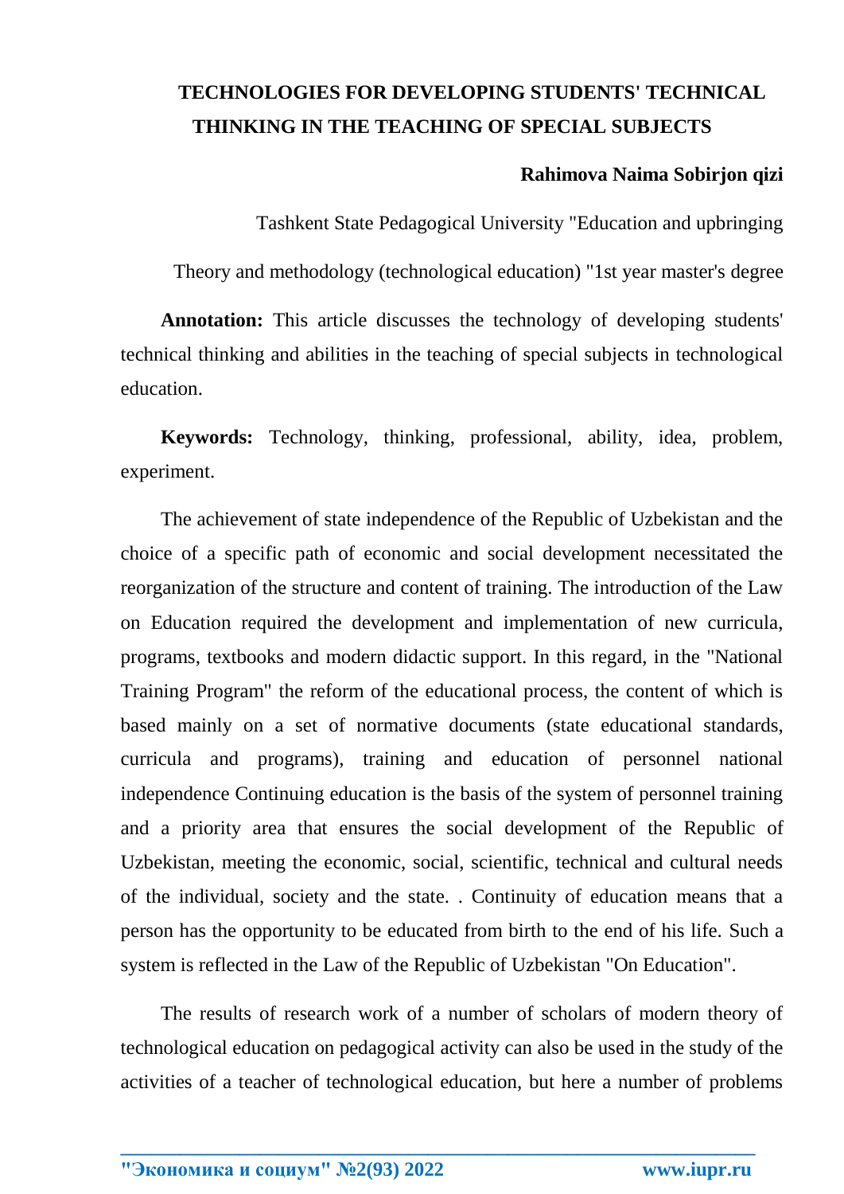# TECHNOLOGIES FOR DEVELOPING STUDENTS' TECHNICAL THINKING IN THE TEACHING OF SPECIAL SUBJECTS

**Rahimova Naima Sobirjon qizi**

Tashkent State Pedagogical University "Education and upbringing

Theory and methodology (technological education) "1st year master's degree

**Annotation:** This article discusses the technology of developing students' technical thinking and abilities in the teaching of special subjects in technological education.

**Keywords:** Technology, thinking, professional, ability, idea, problem, experiment.

The achievement of state independence of the Republic of Uzbekistan and the choice of a specific path of economic and social development necessitated the reorganization of the structure and content of training. The introduction of the Law on Education required the development and implementation of new curricula, programs, textbooks and modern didactic support. In this regard, in the "National Training Program" the reform of the educational process, the content of which is based mainly on a set of normative documents (state educational standards, curricula and programs), training and education of personnel national independence Continuing education is the basis of the system of personnel training and a priority area that ensures the social development of the Republic of Uzbekistan, meeting the economic, social, scientific, technical and cultural needs of the individual, society and the state. . Continuity of education means that a person has the opportunity to be educated from birth to the end of his life. Such a system is reflected in the Law of the Republic of Uzbekistan "On Education".

The results of research work of a number of scholars of modern theory of technological education on pedagogical activity can also be used in the study of the activities of a teacher of technological education, but here a number of problems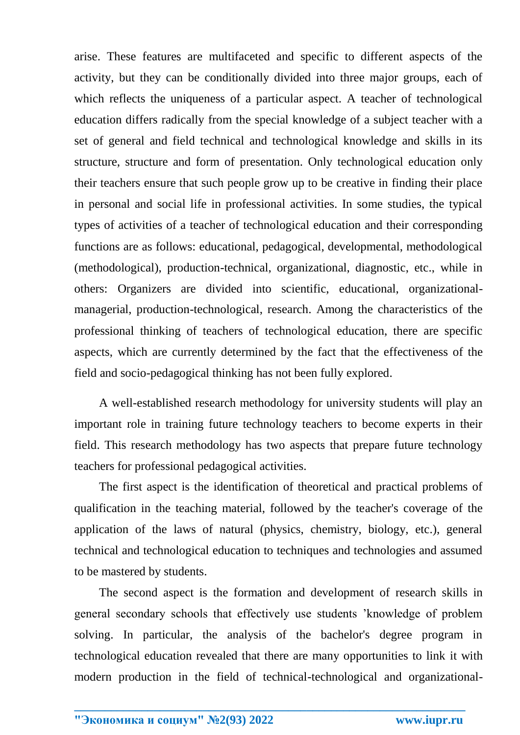arise. These features are multifaceted and specific to different aspects of the activity, but they can be conditionally divided into three major groups, each of which reflects the uniqueness of a particular aspect. A teacher of technological education differs radically from the special knowledge of a subject teacher with a set of general and field technical and technological knowledge and skills in its structure, structure and form of presentation. Only technological education only their teachers ensure that such people grow up to be creative in finding their place in personal and social life in professional activities. In some studies, the typical types of activities of a teacher of technological education and their corresponding functions are as follows: educational, pedagogical, developmental, methodological (methodological), production-technical, organizational, diagnostic, etc., while in others: Organizers are divided into scientific, educational, organizational-managerial, production-technological, research. Among the characteristics of the professional thinking of teachers of technological education, there are specific aspects, which are currently determined by the fact that the effectiveness of the field and socio-pedagogical thinking has not been fully explored.

A well-established research methodology for university students will play an important role in training future technology teachers to become experts in their field. This research methodology has two aspects that prepare future technology teachers for professional pedagogical activities.

The first aspect is the identification of theoretical and practical problems of qualification in the teaching material, followed by the teacher's coverage of the application of the laws of natural (physics, chemistry, biology, etc.), general technical and technological education to techniques and technologies and assumed to be mastered by students.

The second aspect is the formation and development of research skills in general secondary schools that effectively use students 'knowledge of problem solving. In particular, the analysis of the bachelor's degree program in technological education revealed that there are many opportunities to link it with modern production in the field of technical-technological and organizational-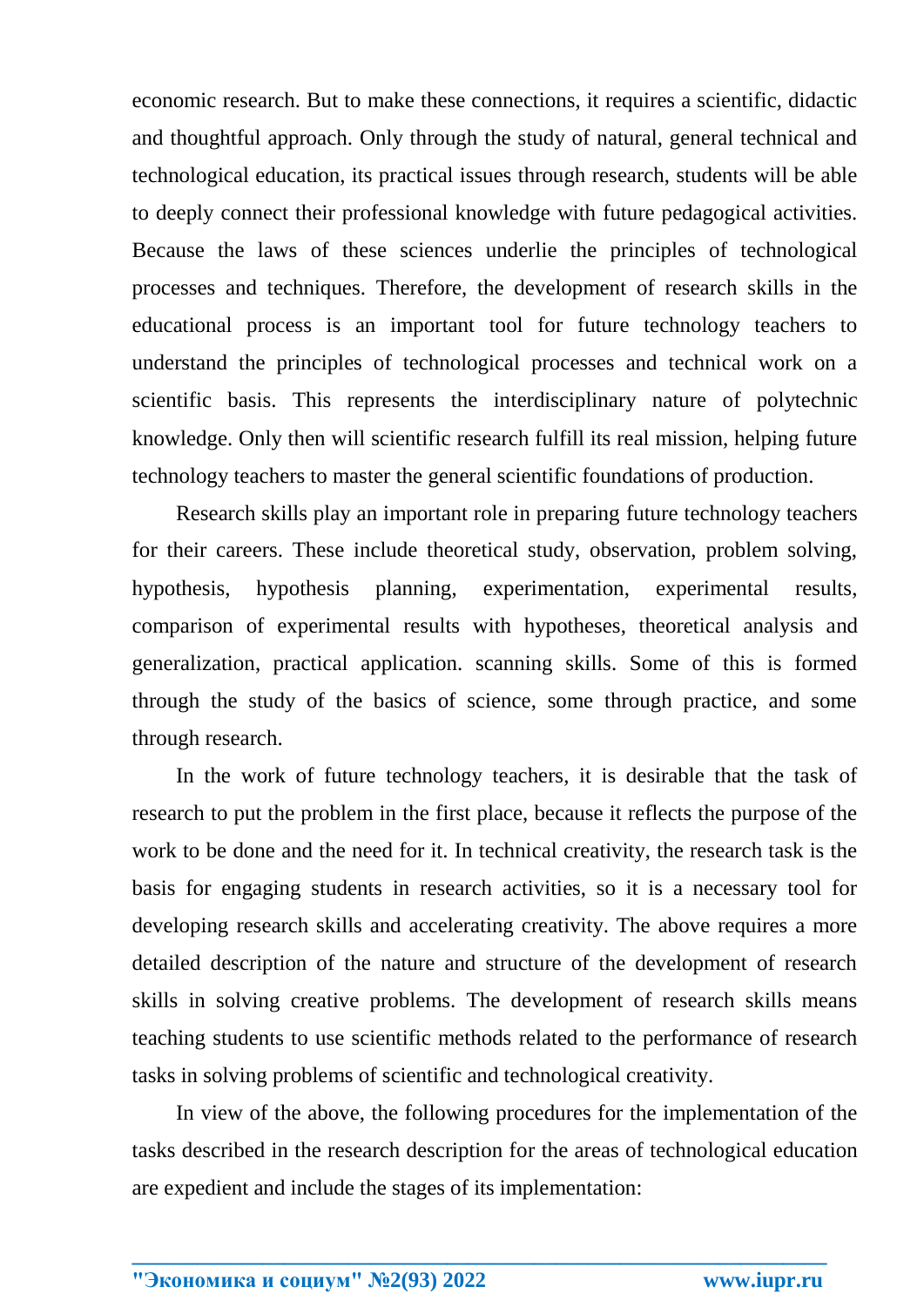economic research. But to make these connections, it requires a scientific, didactic and thoughtful approach. Only through the study of natural, general technical and technological education, its practical issues through research, students will be able to deeply connect their professional knowledge with future pedagogical activities. Because the laws of these sciences underlie the principles of technological processes and techniques. Therefore, the development of research skills in the educational process is an important tool for future technology teachers to understand the principles of technological processes and technical work on a scientific basis. This represents the interdisciplinary nature of polytechnic knowledge. Only then will scientific research fulfill its real mission, helping future technology teachers to master the general scientific foundations of production.

Research skills play an important role in preparing future technology teachers for their careers. These include theoretical study, observation, problem solving, hypothesis, hypothesis planning, experimentation, experimental results, comparison of experimental results with hypotheses, theoretical analysis and generalization, practical application. scanning skills. Some of this is formed through the study of the basics of science, some through practice, and some through research.

In the work of future technology teachers, it is desirable that the task of research to put the problem in the first place, because it reflects the purpose of the work to be done and the need for it. In technical creativity, the research task is the basis for engaging students in research activities, so it is a necessary tool for developing research skills and accelerating creativity. The above requires a more detailed description of the nature and structure of the development of research skills in solving creative problems. The development of research skills means teaching students to use scientific methods related to the performance of research tasks in solving problems of scientific and technological creativity.

In view of the above, the following procedures for the implementation of the tasks described in the research description for the areas of technological education are expedient and include the stages of its implementation: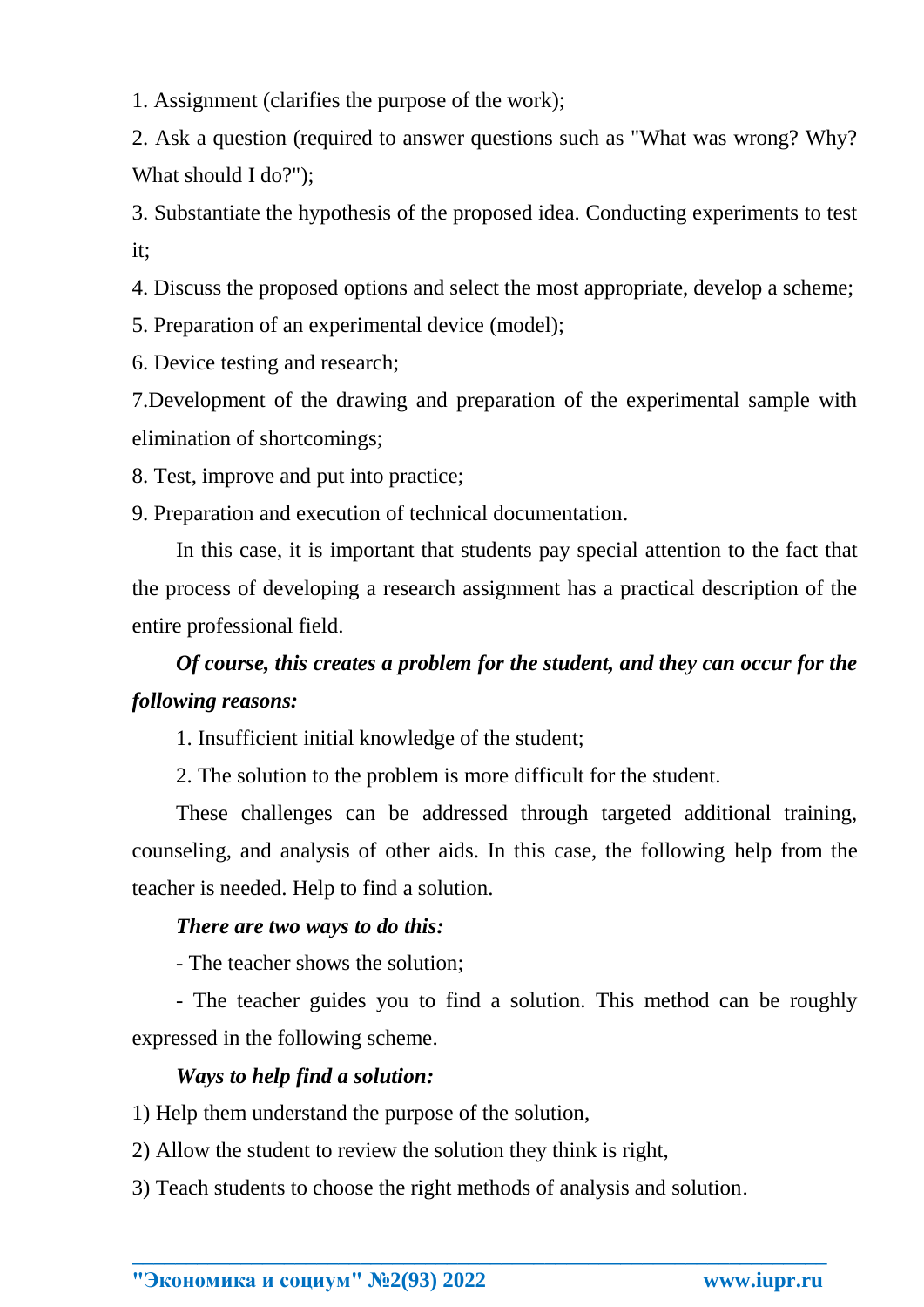1. Assignment (clarifies the purpose of the work);

2. Ask a question (required to answer questions such as "What was wrong? Why? What should I do?");

3. Substantiate the hypothesis of the proposed idea. Conducting experiments to test it;

4. Discuss the proposed options and select the most appropriate, develop a scheme;

5. Preparation of an experimental device (model);

6. Device testing and research;

7.Development of the drawing and preparation of the experimental sample with elimination of shortcomings;

8. Test, improve and put into practice;

9. Preparation and execution of technical documentation.

In this case, it is important that students pay special attention to the fact that the process of developing a research assignment has a practical description of the entire professional field.

***Of course, this creates a problem for the student, and they can occur for the following reasons:***

1. Insufficient initial knowledge of the student;

2. The solution to the problem is more difficult for the student.

These challenges can be addressed through targeted additional training, counseling, and analysis of other aids. In this case, the following help from the teacher is needed. Help to find a solution.

***There are two ways to do this:***

- The teacher shows the solution;
- The teacher guides you to find a solution. This method can be roughly expressed in the following scheme.

***Ways to help find a solution:***

1) Help them understand the purpose of the solution,

2) Allow the student to review the solution they think is right,

3) Teach students to choose the right methods of analysis and solution.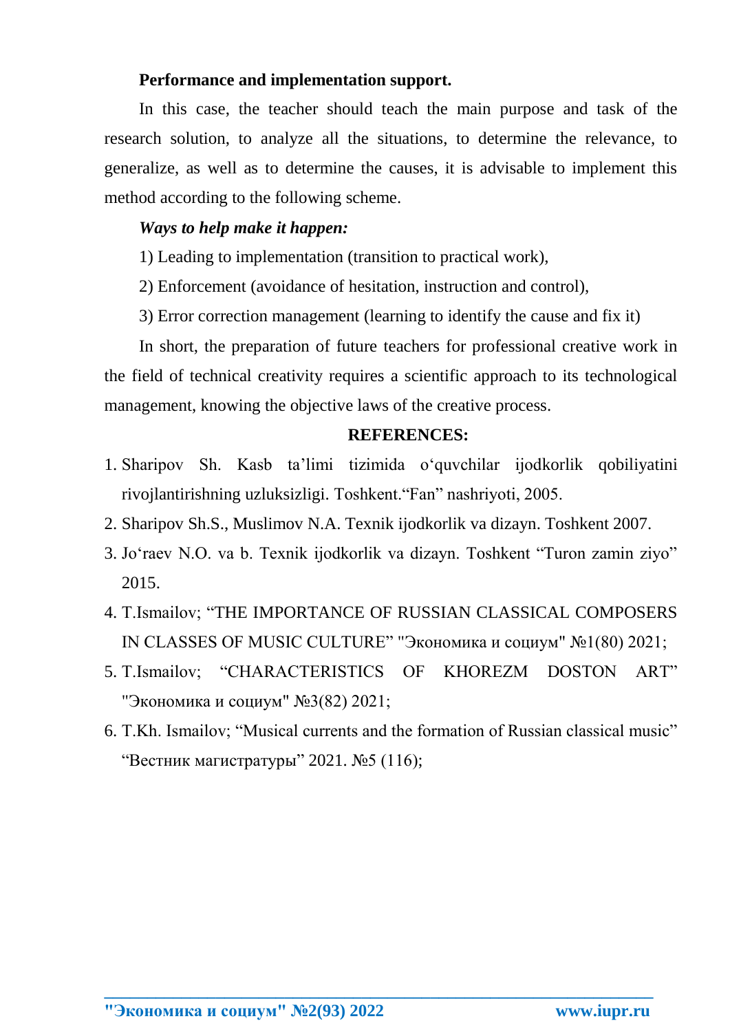**Performance and implementation support.**

In this case, the teacher should teach the main purpose and task of the research solution, to analyze all the situations, to determine the relevance, to generalize, as well as to determine the causes, it is advisable to implement this method according to the following scheme.

***Ways to help make it happen:***

1) Leading to implementation (transition to practical work),

2) Enforcement (avoidance of hesitation, instruction and control),

3) Error correction management (learning to identify the cause and fix it)

In short, the preparation of future teachers for professional creative work in the field of technical creativity requires a scientific approach to its technological management, knowing the objective laws of the creative process.

**REFERENCES:**

1. Sharipov Sh. Kasb ta'limi tizimida o'quvchilar ijodkorlik qobiliyatini rivojlantirishning uzluksizligi. Toshkent."Fan" nashriyoti, 2005.
2. Sharipov Sh.S., Muslimov N.A. Texnik ijodkorlik va dizayn. Toshkent 2007.
3. Jo'raev N.O. va b. Texnik ijodkorlik va dizayn. Toshkent "Turon zamin ziyo" 2015.
4. T.Ismailov; "THE IMPORTANCE OF RUSSIAN CLASSICAL COMPOSERS IN CLASSES OF MUSIC CULTURE" "Экономика и социум" №1(80) 2021;
5. T.Ismailov; "CHARACTERISTICS OF KHOREZM DOSTON ART" "Экономика и социум" №3(82) 2021;
6. T.Kh. Ismailov; "Musical currents and the formation of Russian classical music" "Вестник магистратуры" 2021. №5 (116);